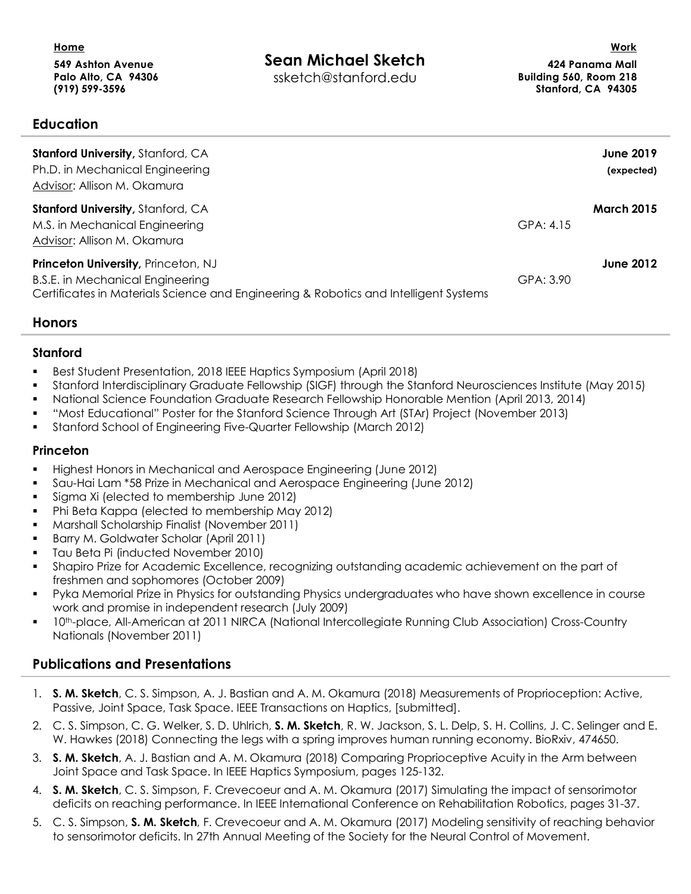**Home**
**549 Ashton Avenue**
**Palo Alto, CA 94306**
**(919) 599-3596**

# Sean Michael Sketch

ssketch@stanford.edu

**Work**
**424 Panama Mall**
**Building 560, Room 218**
**Stanford, CA 94305**

## Education

**Stanford University,** Stanford, CA — **June 2019 (expected)**
Ph.D. in Mechanical Engineering
Advisor: Allison M. Okamura

**Stanford University,** Stanford, CA — **March 2015**
M.S. in Mechanical Engineering — GPA: 4.15
Advisor: Allison M. Okamura

**Princeton University,** Princeton, NJ — **June 2012**
B.S.E. in Mechanical Engineering — GPA: 3.90
Certificates in Materials Science and Engineering & Robotics and Intelligent Systems

## Honors

### Stanford

- Best Student Presentation, 2018 IEEE Haptics Symposium (April 2018)
- Stanford Interdisciplinary Graduate Fellowship (SIGF) through the Stanford Neurosciences Institute (May 2015)
- National Science Foundation Graduate Research Fellowship Honorable Mention (April 2013, 2014)
- "Most Educational" Poster for the Stanford Science Through Art (STAr) Project (November 2013)
- Stanford School of Engineering Five-Quarter Fellowship (March 2012)

### Princeton

- Highest Honors in Mechanical and Aerospace Engineering (June 2012)
- Sau-Hai Lam *58 Prize in Mechanical and Aerospace Engineering (June 2012)
- Sigma Xi (elected to membership June 2012)
- Phi Beta Kappa (elected to membership May 2012)
- Marshall Scholarship Finalist (November 2011)
- Barry M. Goldwater Scholar (April 2011)
- Tau Beta Pi (inducted November 2010)
- Shapiro Prize for Academic Excellence, recognizing outstanding academic achievement on the part of freshmen and sophomores (October 2009)
- Pyka Memorial Prize in Physics for outstanding Physics undergraduates who have shown excellence in course work and promise in independent research (July 2009)
- 10th-place, All-American at 2011 NIRCA (National Intercollegiate Running Club Association) Cross-Country Nationals (November 2011)

## Publications and Presentations

1. **S. M. Sketch**, C. S. Simpson, A. J. Bastian and A. M. Okamura (2018) Measurements of Proprioception: Active, Passive, Joint Space, Task Space. IEEE Transactions on Haptics, [submitted].
2. C. S. Simpson, C. G. Welker, S. D. Uhlrich, **S. M. Sketch**, R. W. Jackson, S. L. Delp, S. H. Collins, J. C. Selinger and E. W. Hawkes (2018) Connecting the legs with a spring improves human running economy. BioRxiv, 474650.
3. **S. M. Sketch**, A. J. Bastian and A. M. Okamura (2018) Comparing Proprioceptive Acuity in the Arm between Joint Space and Task Space. In IEEE Haptics Symposium, pages 125-132.
4. **S. M. Sketch**, C. S. Simpson, F. Crevecoeur and A. M. Okamura (2017) Simulating the impact of sensorimotor deficits on reaching performance. In IEEE International Conference on Rehabilitation Robotics, pages 31-37.
5. C. S. Simpson, **S. M. Sketch**, F. Crevecoeur and A. M. Okamura (2017) Modeling sensitivity of reaching behavior to sensorimotor deficits. In 27th Annual Meeting of the Society for the Neural Control of Movement.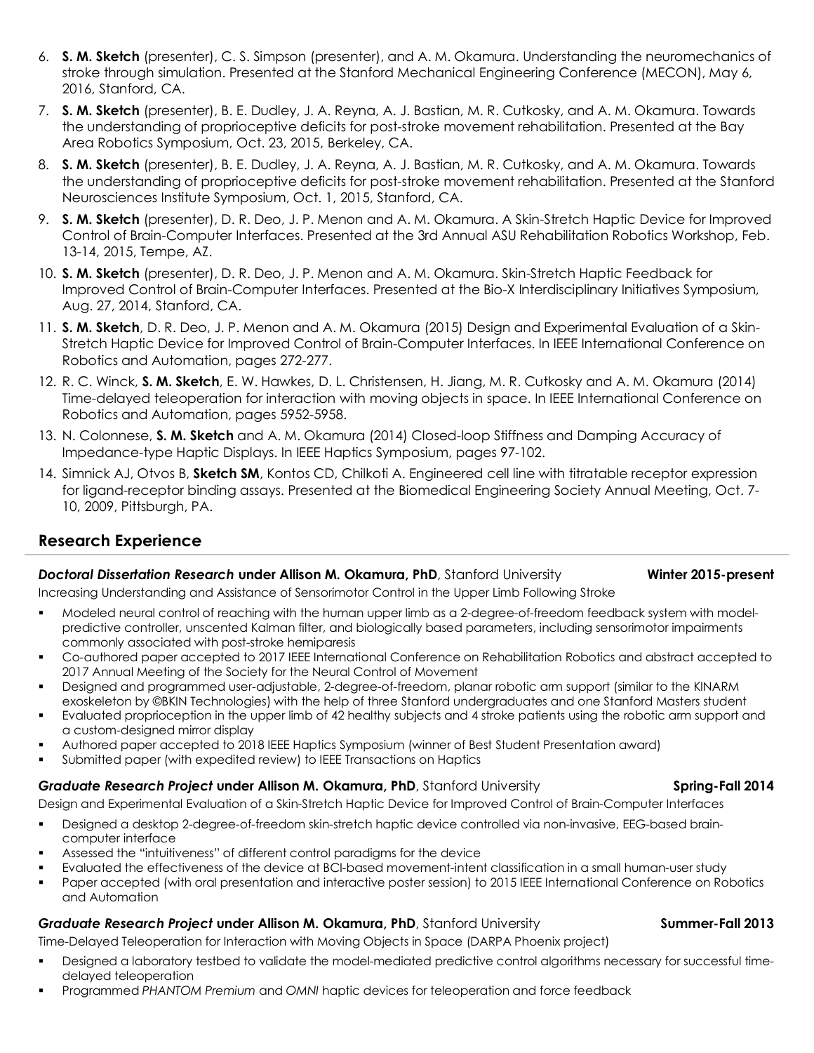6. **S. M. Sketch** (presenter), C. S. Simpson (presenter), and A. M. Okamura. Understanding the neuromechanics of stroke through simulation. Presented at the Stanford Mechanical Engineering Conference (MECON), May 6, 2016, Stanford, CA.
7. **S. M. Sketch** (presenter), B. E. Dudley, J. A. Reyna, A. J. Bastian, M. R. Cutkosky, and A. M. Okamura. Towards the understanding of proprioceptive deficits for post-stroke movement rehabilitation. Presented at the Bay Area Robotics Symposium, Oct. 23, 2015, Berkeley, CA.
8. **S. M. Sketch** (presenter), B. E. Dudley, J. A. Reyna, A. J. Bastian, M. R. Cutkosky, and A. M. Okamura. Towards the understanding of proprioceptive deficits for post-stroke movement rehabilitation. Presented at the Stanford Neurosciences Institute Symposium, Oct. 1, 2015, Stanford, CA.
9. **S. M. Sketch** (presenter), D. R. Deo, J. P. Menon and A. M. Okamura. A Skin-Stretch Haptic Device for Improved Control of Brain-Computer Interfaces. Presented at the 3rd Annual ASU Rehabilitation Robotics Workshop, Feb. 13-14, 2015, Tempe, AZ.
10. **S. M. Sketch** (presenter), D. R. Deo, J. P. Menon and A. M. Okamura. Skin-Stretch Haptic Feedback for Improved Control of Brain-Computer Interfaces. Presented at the Bio-X Interdisciplinary Initiatives Symposium, Aug. 27, 2014, Stanford, CA.
11. **S. M. Sketch**, D. R. Deo, J. P. Menon and A. M. Okamura (2015) Design and Experimental Evaluation of a Skin-Stretch Haptic Device for Improved Control of Brain-Computer Interfaces. In IEEE International Conference on Robotics and Automation, pages 272-277.
12. R. C. Winck, **S. M. Sketch**, E. W. Hawkes, D. L. Christensen, H. Jiang, M. R. Cutkosky and A. M. Okamura (2014) Time-delayed teleoperation for interaction with moving objects in space. In IEEE International Conference on Robotics and Automation, pages 5952-5958.
13. N. Colonnese, **S. M. Sketch** and A. M. Okamura (2014) Closed-loop Stiffness and Damping Accuracy of Impedance-type Haptic Displays. In IEEE Haptics Symposium, pages 97-102.
14. Simnick AJ, Otvos B, **Sketch SM**, Kontos CD, Chilkoti A. Engineered cell line with titratable receptor expression for ligand-receptor binding assays. Presented at the Biomedical Engineering Society Annual Meeting, Oct. 7-10, 2009, Pittsburgh, PA.

## Research Experience

***Doctoral Dissertation Research* under Allison M. Okamura, PhD**, Stanford University — **Winter 2015-present**

Increasing Understanding and Assistance of Sensorimotor Control in the Upper Limb Following Stroke

- Modeled neural control of reaching with the human upper limb as a 2-degree-of-freedom feedback system with model-predictive controller, unscented Kalman filter, and biologically based parameters, including sensorimotor impairments commonly associated with post-stroke hemiparesis
- Co-authored paper accepted to 2017 IEEE International Conference on Rehabilitation Robotics and abstract accepted to 2017 Annual Meeting of the Society for the Neural Control of Movement
- Designed and programmed user-adjustable, 2-degree-of-freedom, planar robotic arm support (similar to the KINARM exoskeleton by ©BKIN Technologies) with the help of three Stanford undergraduates and one Stanford Masters student
- Evaluated proprioception in the upper limb of 42 healthy subjects and 4 stroke patients using the robotic arm support and a custom-designed mirror display
- Authored paper accepted to 2018 IEEE Haptics Symposium (winner of Best Student Presentation award)
- Submitted paper (with expedited review) to IEEE Transactions on Haptics

***Graduate Research Project* under Allison M. Okamura, PhD**, Stanford University — **Spring-Fall 2014**

Design and Experimental Evaluation of a Skin-Stretch Haptic Device for Improved Control of Brain-Computer Interfaces

- Designed a desktop 2-degree-of-freedom skin-stretch haptic device controlled via non-invasive, EEG-based brain-computer interface
- Assessed the "intuitiveness" of different control paradigms for the device
- Evaluated the effectiveness of the device at BCI-based movement-intent classification in a small human-user study
- Paper accepted (with oral presentation and interactive poster session) to 2015 IEEE International Conference on Robotics and Automation

***Graduate Research Project* under Allison M. Okamura, PhD**, Stanford University — **Summer-Fall 2013**

Time-Delayed Teleoperation for Interaction with Moving Objects in Space (DARPA Phoenix project)

- Designed a laboratory testbed to validate the model-mediated predictive control algorithms necessary for successful time-delayed teleoperation
- Programmed *PHANTOM Premium* and *OMNI* haptic devices for teleoperation and force feedback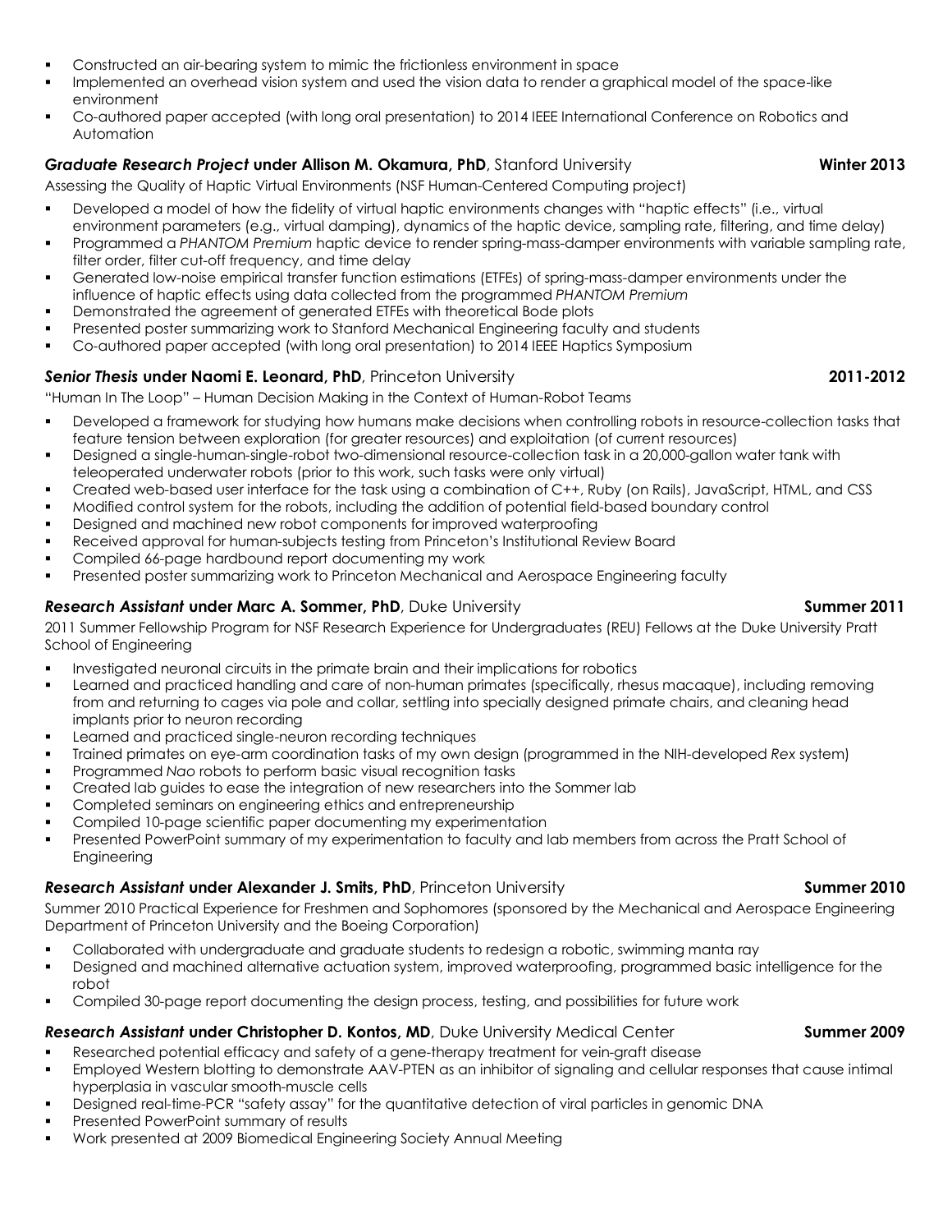- Constructed an air-bearing system to mimic the frictionless environment in space
- Implemented an overhead vision system and used the vision data to render a graphical model of the space-like environment
- Co-authored paper accepted (with long oral presentation) to 2014 IEEE International Conference on Robotics and Automation

### ***Graduate Research Project* under Allison M. Okamura, PhD**, Stanford University **Winter 2013**

Assessing the Quality of Haptic Virtual Environments (NSF Human-Centered Computing project)

- Developed a model of how the fidelity of virtual haptic environments changes with "haptic effects" (i.e., virtual environment parameters (e.g., virtual damping), dynamics of the haptic device, sampling rate, filtering, and time delay)
- Programmed a *PHANTOM Premium* haptic device to render spring-mass-damper environments with variable sampling rate, filter order, filter cut-off frequency, and time delay
- Generated low-noise empirical transfer function estimations (ETFEs) of spring-mass-damper environments under the influence of haptic effects using data collected from the programmed *PHANTOM Premium*
- Demonstrated the agreement of generated ETFEs with theoretical Bode plots
- Presented poster summarizing work to Stanford Mechanical Engineering faculty and students
- Co-authored paper accepted (with long oral presentation) to 2014 IEEE Haptics Symposium

### ***Senior Thesis* under Naomi E. Leonard, PhD**, Princeton University **2011-2012**

"Human In The Loop" – Human Decision Making in the Context of Human-Robot Teams

- Developed a framework for studying how humans make decisions when controlling robots in resource-collection tasks that feature tension between exploration (for greater resources) and exploitation (of current resources)
- Designed a single-human-single-robot two-dimensional resource-collection task in a 20,000-gallon water tank with teleoperated underwater robots (prior to this work, such tasks were only virtual)
- Created web-based user interface for the task using a combination of C++, Ruby (on Rails), JavaScript, HTML, and CSS
- Modified control system for the robots, including the addition of potential field-based boundary control
- Designed and machined new robot components for improved waterproofing
- Received approval for human-subjects testing from Princeton's Institutional Review Board
- Compiled 66-page hardbound report documenting my work
- Presented poster summarizing work to Princeton Mechanical and Aerospace Engineering faculty

### ***Research Assistant* under Marc A. Sommer, PhD**, Duke University **Summer 2011**

2011 Summer Fellowship Program for NSF Research Experience for Undergraduates (REU) Fellows at the Duke University Pratt School of Engineering

- Investigated neuronal circuits in the primate brain and their implications for robotics
- Learned and practiced handling and care of non-human primates (specifically, rhesus macaque), including removing from and returning to cages via pole and collar, settling into specially designed primate chairs, and cleaning head implants prior to neuron recording
- Learned and practiced single-neuron recording techniques
- Trained primates on eye-arm coordination tasks of my own design (programmed in the NIH-developed *Rex* system)
- Programmed *Nao* robots to perform basic visual recognition tasks
- Created lab guides to ease the integration of new researchers into the Sommer lab
- Completed seminars on engineering ethics and entrepreneurship
- Compiled 10-page scientific paper documenting my experimentation
- Presented PowerPoint summary of my experimentation to faculty and lab members from across the Pratt School of Engineering

### ***Research Assistant* under Alexander J. Smits, PhD**, Princeton University **Summer 2010**

Summer 2010 Practical Experience for Freshmen and Sophomores (sponsored by the Mechanical and Aerospace Engineering Department of Princeton University and the Boeing Corporation)

- Collaborated with undergraduate and graduate students to redesign a robotic, swimming manta ray
- Designed and machined alternative actuation system, improved waterproofing, programmed basic intelligence for the robot
- Compiled 30-page report documenting the design process, testing, and possibilities for future work

### ***Research Assistant* under Christopher D. Kontos, MD**, Duke University Medical Center **Summer 2009**

- Researched potential efficacy and safety of a gene-therapy treatment for vein-graft disease
- Employed Western blotting to demonstrate AAV-PTEN as an inhibitor of signaling and cellular responses that cause intimal hyperplasia in vascular smooth-muscle cells
- Designed real-time-PCR "safety assay" for the quantitative detection of viral particles in genomic DNA
- Presented PowerPoint summary of results
- Work presented at 2009 Biomedical Engineering Society Annual Meeting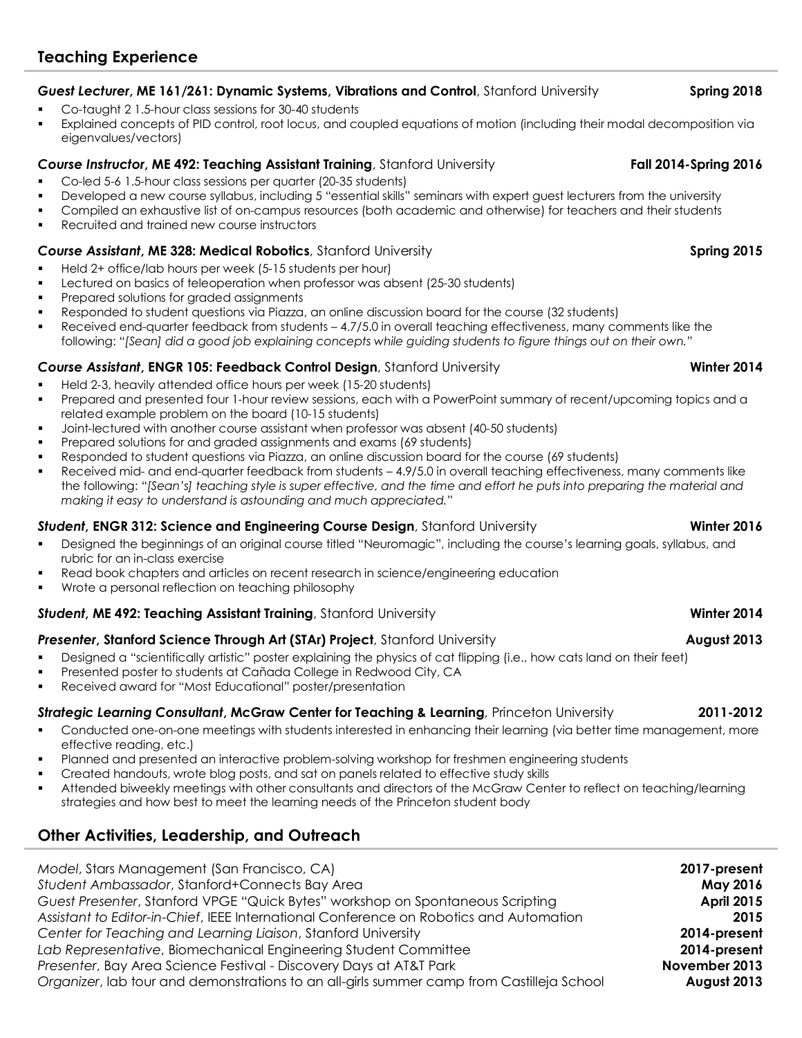## Teaching Experience

***Guest Lecturer*, ME 161/261: Dynamic Systems, Vibrations and Control**, Stanford University **Spring 2018**

- Co-taught 2 1.5-hour class sessions for 30-40 students
- Explained concepts of PID control, root locus, and coupled equations of motion (including their modal decomposition via eigenvalues/vectors)

***Course Instructor*, ME 492: Teaching Assistant Training**, Stanford University **Fall 2014-Spring 2016**

- Co-led 5-6 1.5-hour class sessions per quarter (20-35 students)
- Developed a new course syllabus, including 5 "essential skills" seminars with expert guest lecturers from the university
- Compiled an exhaustive list of on-campus resources (both academic and otherwise) for teachers and their students
- Recruited and trained new course instructors

***Course Assistant*, ME 328: Medical Robotics**, Stanford University **Spring 2015**

- Held 2+ office/lab hours per week (5-15 students per hour)
- Lectured on basics of teleoperation when professor was absent (25-30 students)
- Prepared solutions for graded assignments
- Responded to student questions via Piazza, an online discussion board for the course (32 students)
- Received end-quarter feedback from students – 4.7/5.0 in overall teaching effectiveness, many comments like the following: "*[Sean] did a good job explaining concepts while guiding students to figure things out on their own.*"

***Course Assistant*, ENGR 105: Feedback Control Design**, Stanford University **Winter 2014**

- Held 2-3, heavily attended office hours per week (15-20 students)
- Prepared and presented four 1-hour review sessions, each with a PowerPoint summary of recent/upcoming topics and a related example problem on the board (10-15 students)
- Joint-lectured with another course assistant when professor was absent (40-50 students)
- Prepared solutions for and graded assignments and exams (69 students)
- Responded to student questions via Piazza, an online discussion board for the course (69 students)
- Received mid- and end-quarter feedback from students – 4.9/5.0 in overall teaching effectiveness, many comments like the following: "*[Sean's] teaching style is super effective, and the time and effort he puts into preparing the material and making it easy to understand is astounding and much appreciated.*"

***Student*, ENGR 312: Science and Engineering Course Design**, Stanford University **Winter 2016**

- Designed the beginnings of an original course titled "Neuromagic", including the course's learning goals, syllabus, and rubric for an in-class exercise
- Read book chapters and articles on recent research in science/engineering education
- Wrote a personal reflection on teaching philosophy

***Student*, ME 492: Teaching Assistant Training**, Stanford University **Winter 2014**

***Presenter*, Stanford Science Through Art (STAr) Project**, Stanford University **August 2013**

- Designed a "scientifically artistic" poster explaining the physics of cat flipping (i.e., how cats land on their feet)
- Presented poster to students at Cañada College in Redwood City, CA
- Received award for "Most Educational" poster/presentation

***Strategic Learning Consultant*, McGraw Center for Teaching & Learning**, Princeton University **2011-2012**

- Conducted one-on-one meetings with students interested in enhancing their learning (via better time management, more effective reading, etc.)
- Planned and presented an interactive problem-solving workshop for freshmen engineering students
- Created handouts, wrote blog posts, and sat on panels related to effective study skills
- Attended biweekly meetings with other consultants and directors of the McGraw Center to reflect on teaching/learning strategies and how best to meet the learning needs of the Princeton student body

## Other Activities, Leadership, and Outreach

*Model*, Stars Management (San Francisco, CA) **2017-present**
*Student Ambassador*, Stanford+Connects Bay Area **May 2016**
*Guest Presenter*, Stanford VPGE "Quick Bytes" workshop on Spontaneous Scripting **April 2015**
*Assistant to Editor-in-Chief*, IEEE International Conference on Robotics and Automation **2015**
*Center for Teaching and Learning Liaison*, Stanford University **2014-present**
*Lab Representative*, Biomechanical Engineering Student Committee **2014-present**
*Presenter*, Bay Area Science Festival - Discovery Days at AT&T Park **November 2013**
*Organizer*, lab tour and demonstrations to an all-girls summer camp from Castilleja School **August 2013**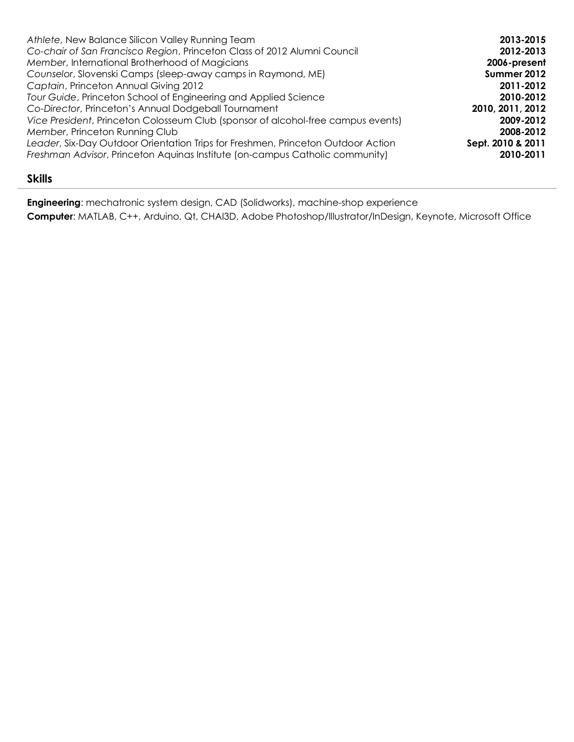| | |
|---|---|
| *Athlete*, New Balance Silicon Valley Running Team | **2013-2015** |
| *Co-chair of San Francisco Region*, Princeton Class of 2012 Alumni Council | **2012-2013** |
| *Member*, International Brotherhood of Magicians | **2006-present** |
| *Counselor*, Slovenski Camps (sleep-away camps in Raymond, ME) | **Summer 2012** |
| *Captain*, Princeton Annual Giving 2012 | **2011-2012** |
| *Tour Guide*, Princeton School of Engineering and Applied Science | **2010-2012** |
| *Co-Director*, Princeton's Annual Dodgeball Tournament | **2010, 2011, 2012** |
| *Vice President*, Princeton Colosseum Club (sponsor of alcohol-free campus events) | **2009-2012** |
| *Member*, Princeton Running Club | **2008-2012** |
| *Leader*, Six-Day Outdoor Orientation Trips for Freshmen, Princeton Outdoor Action | **Sept. 2010 & 2011** |
| *Freshman Advisor*, Princeton Aquinas Institute (on-campus Catholic community) | **2010-2011** |

## Skills

**Engineering**: mechatronic system design, CAD (Solidworks), machine-shop experience

**Computer**: MATLAB, C++, Arduino, Qt, CHAI3D, Adobe Photoshop/Illustrator/InDesign, Keynote, Microsoft Office